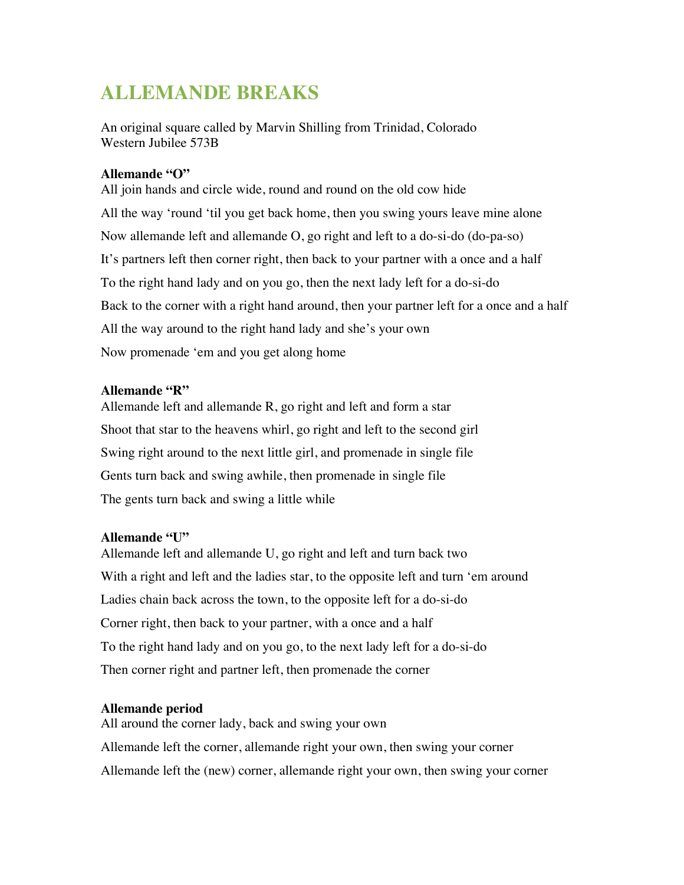# ALLEMANDE BREAKS

An original square called by Marvin Shilling from Trinidad, Colorado
Western Jubilee 573B

**Allemande "O"**

All join hands and circle wide, round and round on the old cow hide

All the way 'round 'til you get back home, then you swing yours leave mine alone

Now allemande left and allemande O, go right and left to a do-si-do (do-pa-so)

It's partners left then corner right, then back to your partner with a once and a half

To the right hand lady and on you go, then the next lady left for a do-si-do

Back to the corner with a right hand around, then your partner left for a once and a half

All the way around to the right hand lady and she's your own

Now promenade 'em and you get along home

**Allemande "R"**

Allemande left and allemande R, go right and left and form a star

Shoot that star to the heavens whirl, go right and left to the second girl

Swing right around to the next little girl, and promenade in single file

Gents turn back and swing awhile, then promenade in single file

The gents turn back and swing a little while

**Allemande "U"**

Allemande left and allemande U, go right and left and turn back two

With a right and left and the ladies star, to the opposite left and turn 'em around

Ladies chain back across the town, to the opposite left for a do-si-do

Corner right, then back to your partner, with a once and a half

To the right hand lady and on you go, to the next lady left for a do-si-do

Then corner right and partner left, then promenade the corner

**Allemande period**

All around the corner lady, back and swing your own

Allemande left the corner, allemande right your own, then swing your corner

Allemande left the (new) corner, allemande right your own, then swing your corner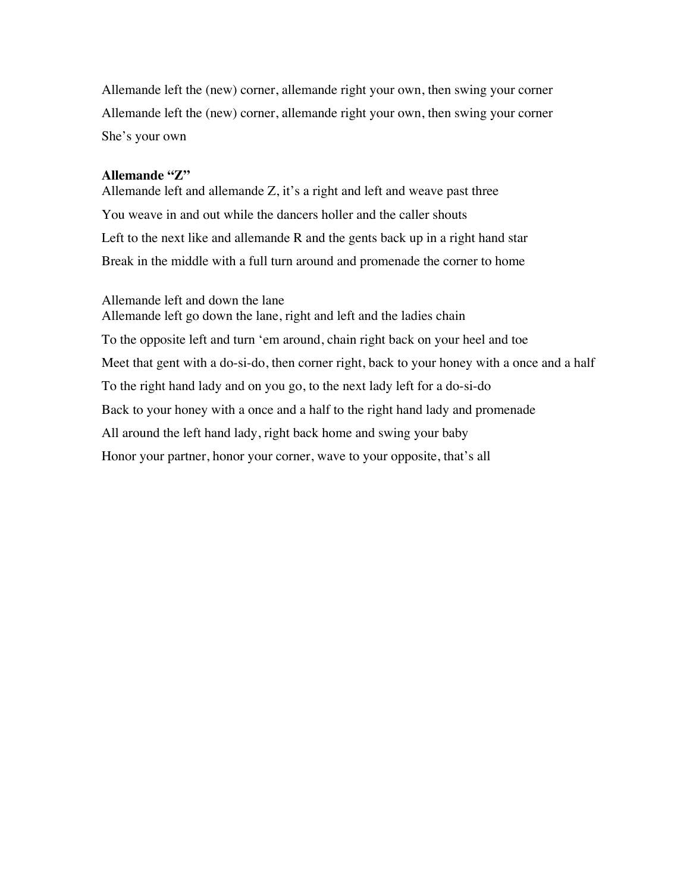Allemande left the (new) corner, allemande right your own, then swing your corner

Allemande left the (new) corner, allemande right your own, then swing your corner

She's your own

**Allemande "Z"**

Allemande left and allemande Z, it's a right and left and weave past three

You weave in and out while the dancers holler and the caller shouts

Left to the next like and allemande R and the gents back up in a right hand star

Break in the middle with a full turn around and promenade the corner to home

Allemande left and down the lane

Allemande left go down the lane, right and left and the ladies chain

To the opposite left and turn 'em around, chain right back on your heel and toe

Meet that gent with a do-si-do, then corner right, back to your honey with a once and a half

To the right hand lady and on you go, to the next lady left for a do-si-do

Back to your honey with a once and a half to the right hand lady and promenade

All around the left hand lady, right back home and swing your baby

Honor your partner, honor your corner, wave to your opposite, that's all